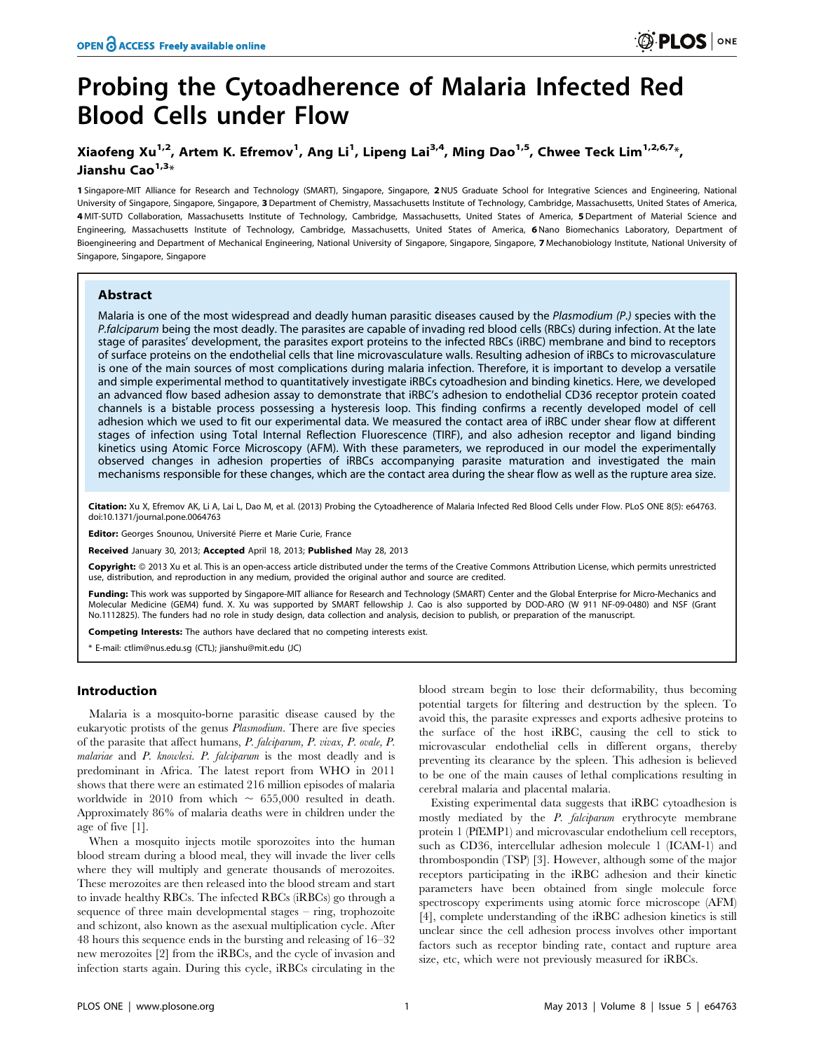# Probing the Cytoadherence of Malaria Infected Red Blood Cells under Flow

**Xiaofeng Xu[1,2], Artem K. Efremov[1], Ang Li[1], Lipeng Lai[3,4], Ming Dao[1,5], Chwee Teck Lim[1,2,6,7]\*, Jianshu Cao[1,3]\***

**1** Singapore-MIT Alliance for Research and Technology (SMART), Singapore, Singapore, **2** NUS Graduate School for Integrative Sciences and Engineering, National University of Singapore, Singapore, Singapore, **3** Department of Chemistry, Massachusetts Institute of Technology, Cambridge, Massachusetts, United States of America, **4** MIT-SUTD Collaboration, Massachusetts Institute of Technology, Cambridge, Massachusetts, United States of America, **5** Department of Material Science and Engineering, Massachusetts Institute of Technology, Cambridge, Massachusetts, United States of America, **6** Nano Biomechanics Laboratory, Department of Bioengineering and Department of Mechanical Engineering, National University of Singapore, Singapore, Singapore, **7** Mechanobiology Institute, National University of Singapore, Singapore, Singapore

## Abstract

Malaria is one of the most widespread and deadly human parasitic diseases caused by the *Plasmodium (P.)* species with the *P.falciparum* being the most deadly. The parasites are capable of invading red blood cells (RBCs) during infection. At the late stage of parasites' development, the parasites export proteins to the infected RBCs (iRBC) membrane and bind to receptors of surface proteins on the endothelial cells that line microvasculature walls. Resulting adhesion of iRBCs to microvasculature is one of the main sources of most complications during malaria infection. Therefore, it is important to develop a versatile and simple experimental method to quantitatively investigate iRBCs cytoadhesion and binding kinetics. Here, we developed an advanced flow based adhesion assay to demonstrate that iRBC's adhesion to endothelial CD36 receptor protein coated channels is a bistable process possessing a hysteresis loop. This finding confirms a recently developed model of cell adhesion which we used to fit our experimental data. We measured the contact area of iRBC under shear flow at different stages of infection using Total Internal Reflection Fluorescence (TIRF), and also adhesion receptor and ligand binding kinetics using Atomic Force Microscopy (AFM). With these parameters, we reproduced in our model the experimentally observed changes in adhesion properties of iRBCs accompanying parasite maturation and investigated the main mechanisms responsible for these changes, which are the contact area during the shear flow as well as the rupture area size.

**Citation:** Xu X, Efremov AK, Li A, Lai L, Dao M, et al. (2013) Probing the Cytoadherence of Malaria Infected Red Blood Cells under Flow. PLoS ONE 8(5): e64763. doi:10.1371/journal.pone.0064763

**Editor:** Georges Snounou, Université Pierre et Marie Curie, France

**Received** January 30, 2013; **Accepted** April 18, 2013; **Published** May 28, 2013

**Copyright:** © 2013 Xu et al. This is an open-access article distributed under the terms of the Creative Commons Attribution License, which permits unrestricted use, distribution, and reproduction in any medium, provided the original author and source are credited.

**Funding:** This work was supported by Singapore-MIT alliance for Research and Technology (SMART) Center and the Global Enterprise for Micro-Mechanics and Molecular Medicine (GEM4) fund. X. Xu was supported by SMART fellowship J. Cao is also supported by DOD-ARO (W 911 NF-09-0480) and NSF (Grant No.1112825). The funders had no role in study design, data collection and analysis, decision to publish, or preparation of the manuscript.

**Competing Interests:** The authors have declared that no competing interests exist.

\* E-mail: ctlim@nus.edu.sg (CTL); jianshu@mit.edu (JC)

## Introduction

Malaria is a mosquito-borne parasitic disease caused by the eukaryotic protists of the genus *Plasmodium*. There are five species of the parasite that affect humans, *P. falciparum*, *P. vivax*, *P. ovale*, *P. malariae* and *P. knowlesi*. *P. falciparum* is the most deadly and is predominant in Africa. The latest report from WHO in 2011 shows that there were an estimated 216 million episodes of malaria worldwide in 2010 from which $\sim$ 655,000 resulted in death. Approximately 86% of malaria deaths were in children under the age of five [1].

When a mosquito injects motile sporozoites into the human blood stream during a blood meal, they will invade the liver cells where they will multiply and generate thousands of merozoites. These merozoites are then released into the blood stream and start to invade healthy RBCs. The infected RBCs (iRBCs) go through a sequence of three main developmental stages – ring, trophozoite and schizont, also known as the asexual multiplication cycle. After 48 hours this sequence ends in the bursting and releasing of 16–32 new merozoites [2] from the iRBCs, and the cycle of invasion and infection starts again. During this cycle, iRBCs circulating in the blood stream begin to lose their deformability, thus becoming potential targets for filtering and destruction by the spleen. To avoid this, the parasite expresses and exports adhesive proteins to the surface of the host iRBC, causing the cell to stick to microvascular endothelial cells in different organs, thereby preventing its clearance by the spleen. This adhesion is believed to be one of the main causes of lethal complications resulting in cerebral malaria and placental malaria.

Existing experimental data suggests that iRBC cytoadhesion is mostly mediated by the *P. falciparum* erythrocyte membrane protein 1 (PfEMP1) and microvascular endothelium cell receptors, such as CD36, intercellular adhesion molecule 1 (ICAM-1) and thrombospondin (TSP) [3]. However, although some of the major receptors participating in the iRBC adhesion and their kinetic parameters have been obtained from single molecule force spectroscopy experiments using atomic force microscope (AFM) [4], complete understanding of the iRBC adhesion kinetics is still unclear since the cell adhesion process involves other important factors such as receptor binding rate, contact and rupture area size, etc, which were not previously measured for iRBCs.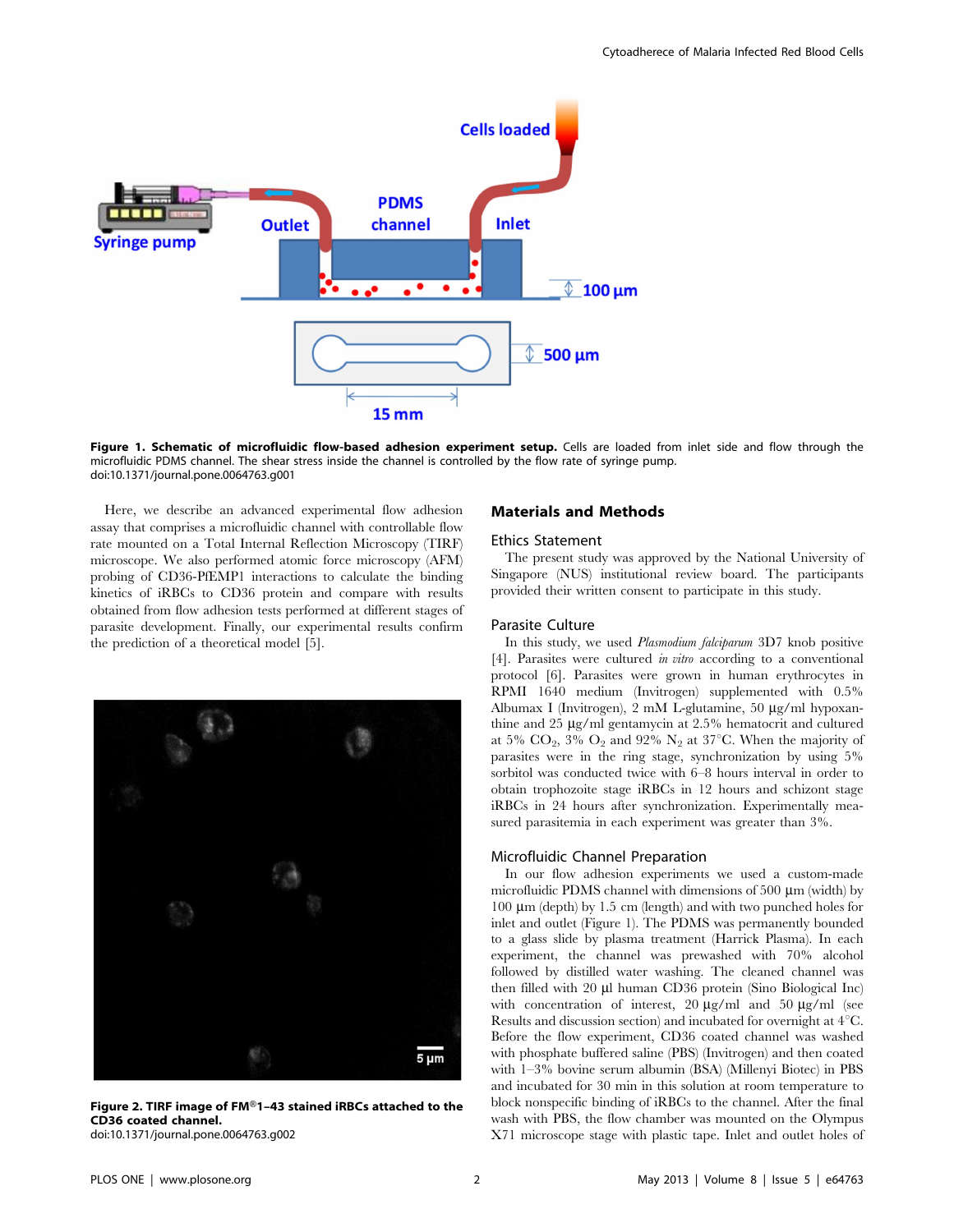**Figure 1. Schematic of microfluidic flow-based adhesion experiment setup.** Cells are loaded from inlet side and flow through the microfluidic PDMS channel. The shear stress inside the channel is controlled by the flow rate of syringe pump.
doi:10.1371/journal.pone.0064763.g001

Here, we describe an advanced experimental flow adhesion assay that comprises a microfluidic channel with controllable flow rate mounted on a Total Internal Reflection Microscopy (TIRF) microscope. We also performed atomic force microscopy (AFM) probing of CD36-PfEMP1 interactions to calculate the binding kinetics of iRBCs to CD36 protein and compare with results obtained from flow adhesion tests performed at different stages of parasite development. Finally, our experimental results confirm the prediction of a theoretical model [5].

**Figure 2. TIRF image of FM®1–43 stained iRBCs attached to the CD36 coated channel.**
doi:10.1371/journal.pone.0064763.g002

## Materials and Methods

### Ethics Statement

The present study was approved by the National University of Singapore (NUS) institutional review board. The participants provided their written consent to participate in this study.

### Parasite Culture

In this study, we used *Plasmodium falciparum* 3D7 knob positive [4]. Parasites were cultured *in vitro* according to a conventional protocol [6]. Parasites were grown in human erythrocytes in RPMI 1640 medium (Invitrogen) supplemented with 0.5% Albumax I (Invitrogen), 2 mM L-glutamine, 50 µg/ml hypoxanthine and 25 µg/ml gentamycin at 2.5% hematocrit and cultured at 5% $CO_2$, 3% $O_2$ and 92% $N_2$ at 37°C. When the majority of parasites were in the ring stage, synchronization by using 5% sorbitol was conducted twice with 6–8 hours interval in order to obtain trophozoite stage iRBCs in 12 hours and schizont stage iRBCs in 24 hours after synchronization. Experimentally measured parasitemia in each experiment was greater than 3%.

### Microfluidic Channel Preparation

In our flow adhesion experiments we used a custom-made microfluidic PDMS channel with dimensions of 500 µm (width) by 100 µm (depth) by 1.5 cm (length) and with two punched holes for inlet and outlet (Figure 1). The PDMS was permanently bounded to a glass slide by plasma treatment (Harrick Plasma). In each experiment, the channel was prewashed with 70% alcohol followed by distilled water washing. The cleaned channel was then filled with 20 µl human CD36 protein (Sino Biological Inc) with concentration of interest, 20 µg/ml and 50 µg/ml (see Results and discussion section) and incubated for overnight at 4°C. Before the flow experiment, CD36 coated channel was washed with phosphate buffered saline (PBS) (Invitrogen) and then coated with 1–3% bovine serum albumin (BSA) (Millenyi Biotec) in PBS and incubated for 30 min in this solution at room temperature to block nonspecific binding of iRBCs to the channel. After the final wash with PBS, the flow chamber was mounted on the Olympus X71 microscope stage with plastic tape. Inlet and outlet holes of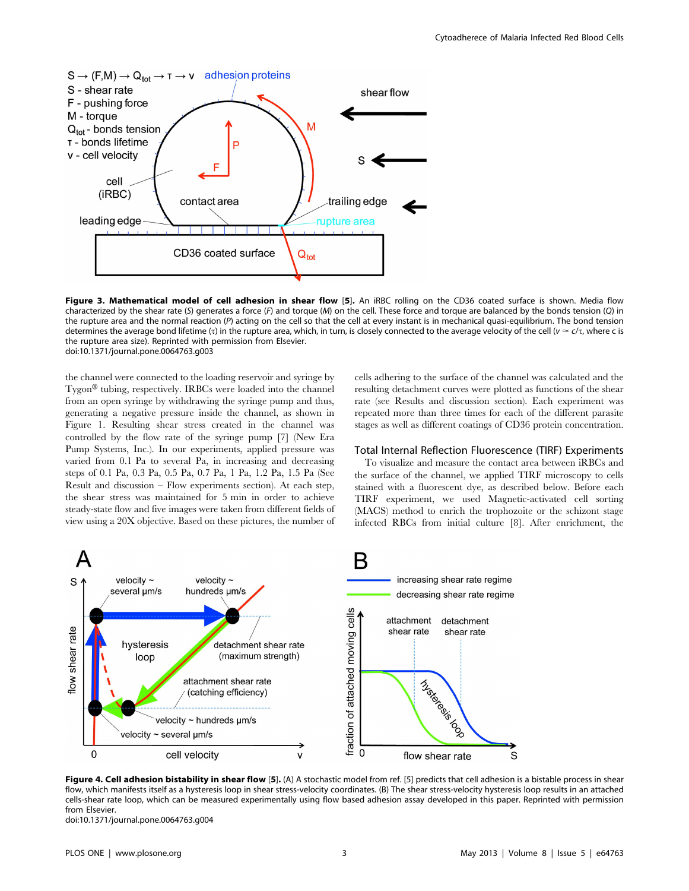**Figure 3. Mathematical model of cell adhesion in shear flow [5].** An iRBC rolling on the CD36 coated surface is shown. Media flow characterized by the shear rate (*S*) generates a force (*F*) and torque (*M*) on the cell. These force and torque are balanced by the bonds tension (*Q*) in the rupture area and the normal reaction (*P*) acting on the cell so that the cell at every instant is in mechanical quasi-equilibrium. The bond tension determines the average bond lifetime (τ) in the rupture area, which, in turn, is closely connected to the average velocity of the cell ($v \approx c/\tau$, where c is the rupture area size). Reprinted with permission from Elsevier.
doi:10.1371/journal.pone.0064763.g003

the channel were connected to the loading reservoir and syringe by Tygon® tubing, respectively. IRBCs were loaded into the channel from an open syringe by withdrawing the syringe pump and thus, generating a negative pressure inside the channel, as shown in Figure 1. Resulting shear stress created in the channel was controlled by the flow rate of the syringe pump [7] (New Era Pump Systems, Inc.). In our experiments, applied pressure was varied from 0.1 Pa to several Pa, in increasing and decreasing steps of 0.1 Pa, 0.3 Pa, 0.5 Pa, 0.7 Pa, 1 Pa, 1.2 Pa, 1.5 Pa (See Result and discussion – Flow experiments section). At each step, the shear stress was maintained for 5 min in order to achieve steady-state flow and five images were taken from different fields of view using a 20X objective. Based on these pictures, the number of cells adhering to the surface of the channel was calculated and the resulting detachment curves were plotted as functions of the shear rate (see Results and discussion section). Each experiment was repeated more than three times for each of the different parasite stages as well as different coatings of CD36 protein concentration.

## Total Internal Reflection Fluorescence (TIRF) Experiments

To visualize and measure the contact area between iRBCs and the surface of the channel, we applied TIRF microscopy to cells stained with a fluorescent dye, as described below. Before each TIRF experiment, we used Magnetic-activated cell sorting (MACS) method to enrich the trophozoite or the schizont stage infected RBCs from initial culture [8]. After enrichment, the

**Figure 4. Cell adhesion bistability in shear flow [5].** (A) A stochastic model from ref. [5] predicts that cell adhesion is a bistable process in shear flow, which manifests itself as a hysteresis loop in shear stress-velocity coordinates. (B) The shear stress-velocity hysteresis loop results in an attached cells-shear rate loop, which can be measured experimentally using flow based adhesion assay developed in this paper. Reprinted with permission from Elsevier.
doi:10.1371/journal.pone.0064763.g004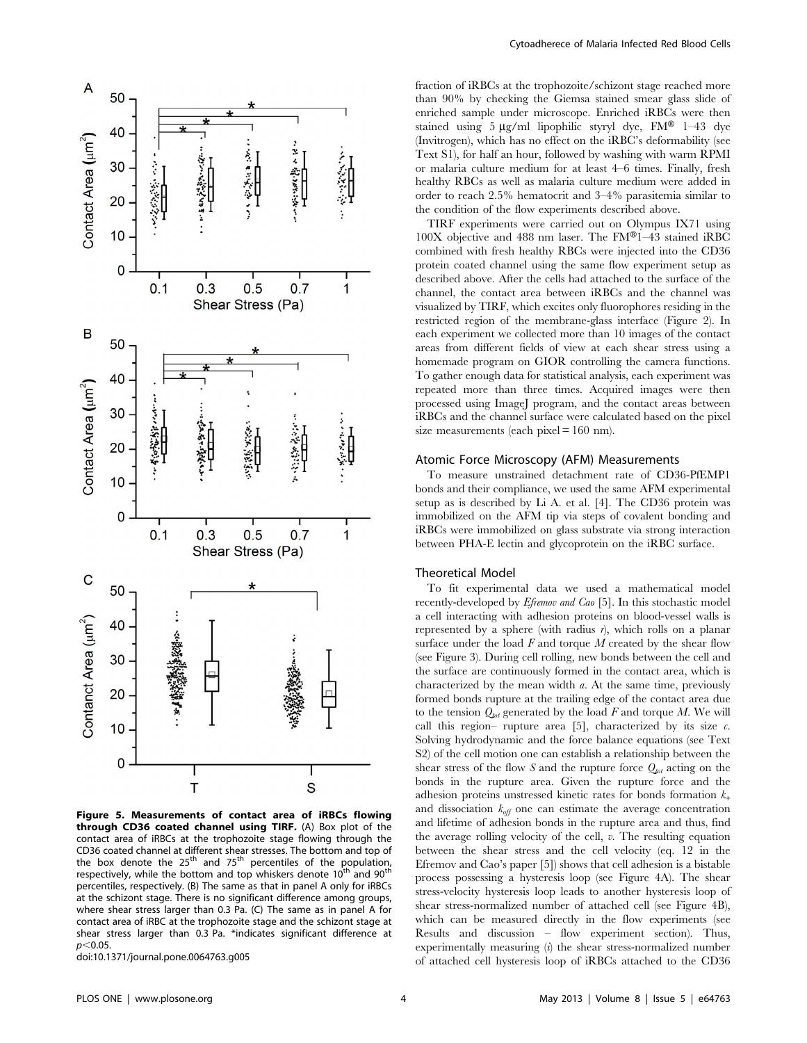**Figure 5. Measurements of contact area of iRBCs flowing through CD36 coated channel using TIRF.** (A) Box plot of the contact area of iRBCs at the trophozoite stage flowing through the CD36 coated channel at different shear stresses. The bottom and top of the box denote the 25th and 75th percentiles of the population, respectively, while the bottom and top whiskers denote 10th and 90th percentiles, respectively. (B) The same as that in panel A only for iRBCs at the schizont stage. There is no significant difference among groups, where shear stress larger than 0.3 Pa. (C) The same as in panel A for contact area of iRBC at the trophozoite stage and the schizont stage at shear stress larger than 0.3 Pa. *indicates significant difference at $p<0.05$.
doi:10.1371/journal.pone.0064763.g005

fraction of iRBCs at the trophozoite/schizont stage reached more than 90% by checking the Giemsa stained smear glass slide of enriched sample under microscope. Enriched iRBCs were then stained using 5 μg/ml lipophilic styryl dye, FM® 1–43 dye (Invitrogen), which has no effect on the iRBC's deformability (see Text S1), for half an hour, followed by washing with warm RPMI or malaria culture medium for at least 4–6 times. Finally, fresh healthy RBCs as well as malaria culture medium were added in order to reach 2.5% hematocrit and 3–4% parasitemia similar to the condition of the flow experiments described above.

TIRF experiments were carried out on Olympus IX71 using 100X objective and 488 nm laser. The FM®1–43 stained iRBC combined with fresh healthy RBCs were injected into the CD36 protein coated channel using the same flow experiment setup as described above. After the cells had attached to the surface of the channel, the contact area between iRBCs and the channel was visualized by TIRF, which excites only fluorophores residing in the restricted region of the membrane-glass interface (Figure 2). In each experiment we collected more than 10 images of the contact areas from different fields of view at each shear stress using a homemade program on GIOR controlling the camera functions. To gather enough data for statistical analysis, each experiment was repeated more than three times. Acquired images were then processed using ImageJ program, and the contact areas between iRBCs and the channel surface were calculated based on the pixel size measurements (each pixel = 160 nm).

### Atomic Force Microscopy (AFM) Measurements

To measure unstrained detachment rate of CD36-PfEMP1 bonds and their compliance, we used the same AFM experimental setup as is described by Li A. et al. [4]. The CD36 protein was immobilized on the AFM tip via steps of covalent bonding and iRBCs were immobilized on glass substrate via strong interaction between PHA-E lectin and glycoprotein on the iRBC surface.

### Theoretical Model

To fit experimental data we used a mathematical model recently-developed by *Efremov and Cao* [5]. In this stochastic model a cell interacting with adhesion proteins on blood-vessel walls is represented by a sphere (with radius $r$), which rolls on a planar surface under the load $F$ and torque $M$ created by the shear flow (see Figure 3). During cell rolling, new bonds between the cell and the surface are continuously formed in the contact area, which is characterized by the mean width $a$. At the same time, previously formed bonds rupture at the trailing edge of the contact area due to the tension $Q_{tot}$ generated by the load $F$ and torque $M$. We will call this region– rupture area [5], characterized by its size $c$. Solving hydrodynamic and the force balance equations (see Text S2) of the cell motion one can establish a relationship between the shear stress of the flow $S$ and the rupture force $Q_{tot}$ acting on the bonds in the rupture area. Given the rupture force and the adhesion proteins unstressed kinetic rates for bonds formation $k_+$ and dissociation $k_{off}$ one can estimate the average concentration and lifetime of adhesion bonds in the rupture area and thus, find the average rolling velocity of the cell, $v$. The resulting equation between the shear stress and the cell velocity (eq. 12 in the Efremov and Cao's paper [5]) shows that cell adhesion is a bistable process possessing a hysteresis loop (see Figure 4A). The shear stress-velocity hysteresis loop leads to another hysteresis loop of shear stress-normalized number of attached cell (see Figure 4B), which can be measured directly in the flow experiments (see Results and discussion – flow experiment section). Thus, experimentally measuring (*i*) the shear stress-normalized number of attached cell hysteresis loop of iRBCs attached to the CD36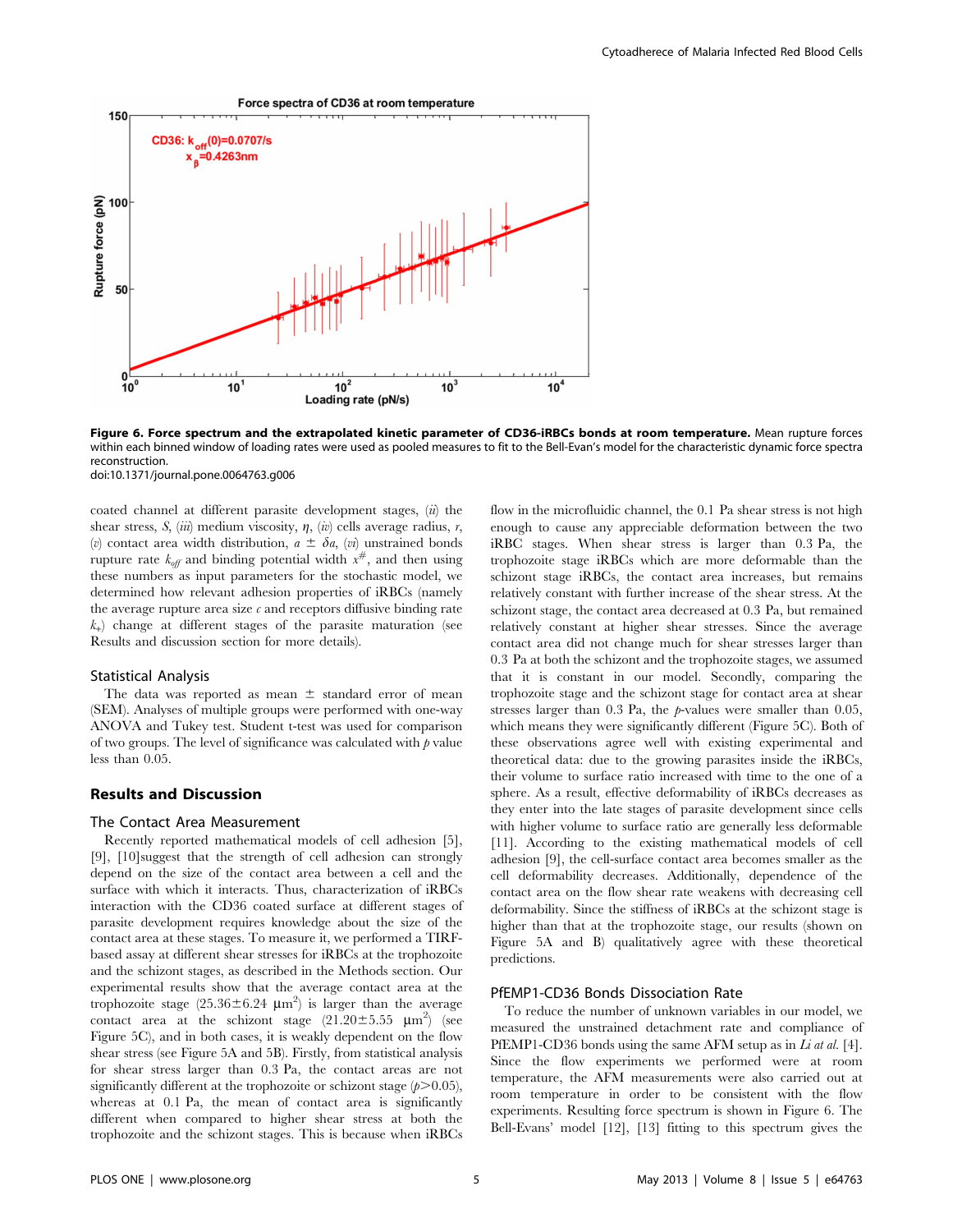**Figure 6. Force spectrum and the extrapolated kinetic parameter of CD36-iRBCs bonds at room temperature.** Mean rupture forces within each binned window of loading rates were used as pooled measures to fit to the Bell-Evan's model for the characteristic dynamic force spectra reconstruction.
doi:10.1371/journal.pone.0064763.g006

coated channel at different parasite development stages, (*ii*) the shear stress, *S*, (*iii*) medium viscosity, $\eta$, (*iv*) cells average radius, *r*, (*v*) contact area width distribution, $a \pm \delta a$, (*vi*) unstrained bonds rupture rate $k_{off}$ and binding potential width $x^{\#}$, and then using these numbers as input parameters for the stochastic model, we determined how relevant adhesion properties of iRBCs (namely the average rupture area size *c* and receptors diffusive binding rate $k_{+}$) change at different stages of the parasite maturation (see Results and discussion section for more details).

### Statistical Analysis

The data was reported as mean ± standard error of mean (SEM). Analyses of multiple groups were performed with one-way ANOVA and Tukey test. Student t-test was used for comparison of two groups. The level of significance was calculated with *p* value less than 0.05.

## Results and Discussion

### The Contact Area Measurement

Recently reported mathematical models of cell adhesion [5], [9], [10]suggest that the strength of cell adhesion can strongly depend on the size of the contact area between a cell and the surface with which it interacts. Thus, characterization of iRBCs interaction with the CD36 coated surface at different stages of parasite development requires knowledge about the size of the contact area at these stages. To measure it, we performed a TIRF-based assay at different shear stresses for iRBCs at the trophozoite and the schizont stages, as described in the Methods section. Our experimental results show that the average contact area at the trophozoite stage ($25.36 \pm 6.24\ \mu m^2$) is larger than the average contact area at the schizont stage ($21.20 \pm 5.55\ \mu m^2$) (see Figure 5C), and in both cases, it is weakly dependent on the flow shear stress (see Figure 5A and 5B). Firstly, from statistical analysis for shear stress larger than 0.3 Pa, the contact areas are not significantly different at the trophozoite or schizont stage ($p > 0.05$), whereas at 0.1 Pa, the mean of contact area is significantly different when compared to higher shear stress at both the trophozoite and the schizont stages. This is because when iRBCs flow in the microfluidic channel, the 0.1 Pa shear stress is not high enough to cause any appreciable deformation between the two iRBC stages. When shear stress is larger than 0.3 Pa, the trophozoite stage iRBCs which are more deformable than the schizont stage iRBCs, the contact area increases, but remains relatively constant with further increase of the shear stress. At the schizont stage, the contact area decreased at 0.3 Pa, but remained relatively constant at higher shear stresses. Since the average contact area did not change much for shear stresses larger than 0.3 Pa at both the schizont and the trophozoite stages, we assumed that it is constant in our model. Secondly, comparing the trophozoite stage and the schizont stage for contact area at shear stresses larger than 0.3 Pa, the *p*-values were smaller than 0.05, which means they were significantly different (Figure 5C). Both of these observations agree well with existing experimental and theoretical data: due to the growing parasites inside the iRBCs, their volume to surface ratio increased with time to the one of a sphere. As a result, effective deformability of iRBCs decreases as they enter into the late stages of parasite development since cells with higher volume to surface ratio are generally less deformable [11]. According to the existing mathematical models of cell adhesion [9], the cell-surface contact area becomes smaller as the cell deformability decreases. Additionally, dependence of the contact area on the flow shear rate weakens with decreasing cell deformability. Since the stiffness of iRBCs at the schizont stage is higher than that at the trophozoite stage, our results (shown on Figure 5A and B) qualitatively agree with these theoretical predictions.

### PfEMP1-CD36 Bonds Dissociation Rate

To reduce the number of unknown variables in our model, we measured the unstrained detachment rate and compliance of PfEMP1-CD36 bonds using the same AFM setup as in *Li at al.* [4]. Since the flow experiments we performed were at room temperature, the AFM measurements were also carried out at room temperature in order to be consistent with the flow experiments. Resulting force spectrum is shown in Figure 6. The Bell-Evans' model [12], [13] fitting to this spectrum gives the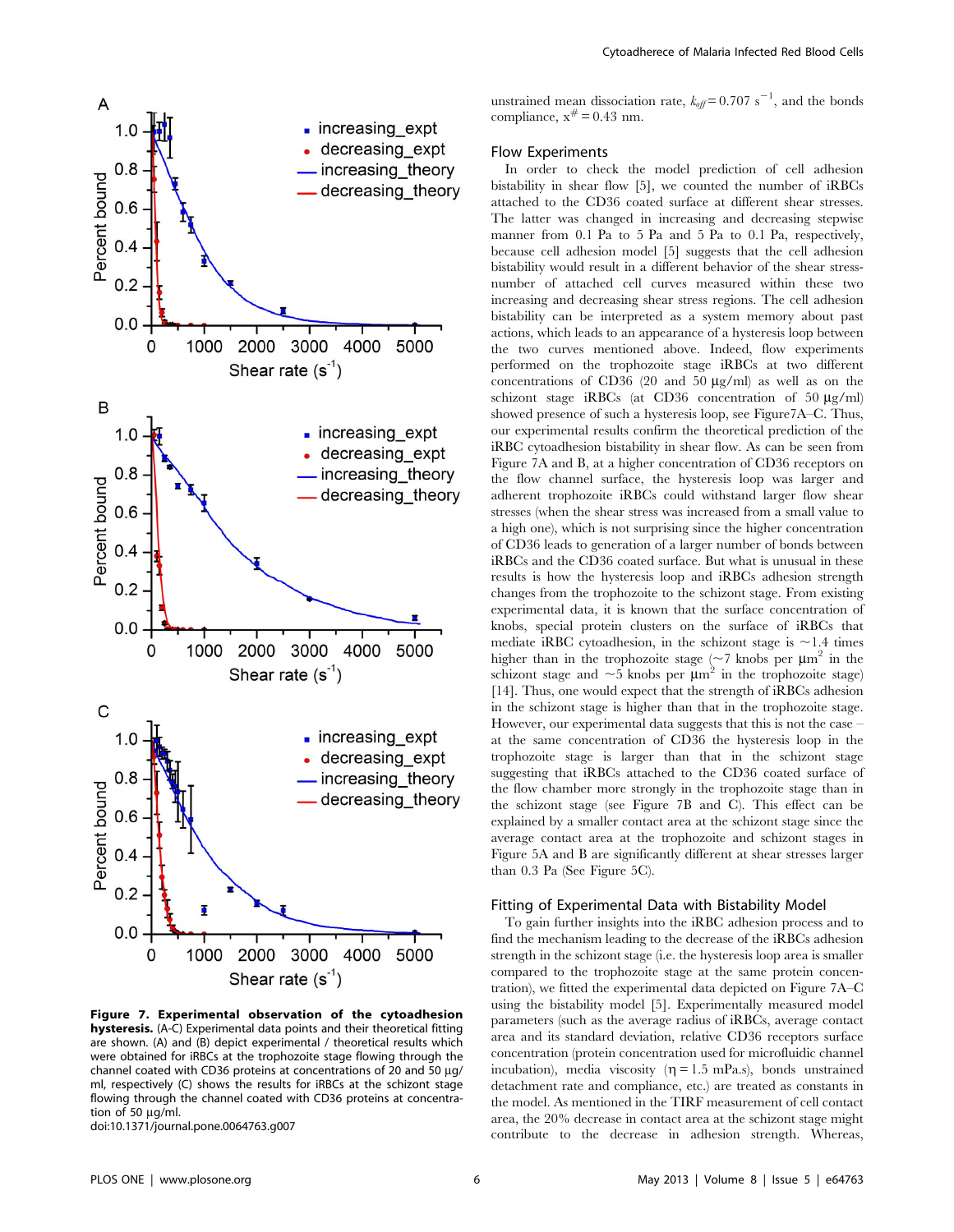**Figure 7. Experimental observation of the cytoadhesion hysteresis.** (A-C) Experimental data points and their theoretical fitting are shown. (A) and (B) depict experimental / theoretical results which were obtained for iRBCs at the trophozoite stage flowing through the channel coated with CD36 proteins at concentrations of 20 and 50 µg/ml, respectively (C) shows the results for iRBCs at the schizont stage flowing through the channel coated with CD36 proteins at concentration of 50 µg/ml.
doi:10.1371/journal.pone.0064763.g007

unstrained mean dissociation rate, $k_{off} = 0.707\ s^{-1}$, and the bonds compliance, $x^{\#} = 0.43$ nm.

## Flow Experiments

In order to check the model prediction of cell adhesion bistability in shear flow [5], we counted the number of iRBCs attached to the CD36 coated surface at different shear stresses. The latter was changed in increasing and decreasing stepwise manner from 0.1 Pa to 5 Pa and 5 Pa to 0.1 Pa, respectively, because cell adhesion model [5] suggests that the cell adhesion bistability would result in a different behavior of the shear stress-number of attached cell curves measured within these two increasing and decreasing shear stress regions. The cell adhesion bistability can be interpreted as a system memory about past actions, which leads to an appearance of a hysteresis loop between the two curves mentioned above. Indeed, flow experiments performed on the trophozoite stage iRBCs at two different concentrations of CD36 (20 and 50 µg/ml) as well as on the schizont stage iRBCs (at CD36 concentration of 50 µg/ml) showed presence of such a hysteresis loop, see Figure7A–C. Thus, our experimental results confirm the theoretical prediction of the iRBC cytoadhesion bistability in shear flow. As can be seen from Figure 7A and B, at a higher concentration of CD36 receptors on the flow channel surface, the hysteresis loop was larger and adherent trophozoite iRBCs could withstand larger flow shear stresses (when the shear stress was increased from a small value to a high one), which is not surprising since the higher concentration of CD36 leads to generation of a larger number of bonds between iRBCs and the CD36 coated surface. But what is unusual in these results is how the hysteresis loop and iRBCs adhesion strength changes from the trophozoite to the schizont stage. From existing experimental data, it is known that the surface concentration of knobs, special protein clusters on the surface of iRBCs that mediate iRBC cytoadhesion, in the schizont stage is ~1.4 times higher than in the trophozoite stage (~7 knobs per µm$^2$ in the schizont stage and ~5 knobs per µm$^2$ in the trophozoite stage) [14]. Thus, one would expect that the strength of iRBCs adhesion in the schizont stage is higher than that in the trophozoite stage. However, our experimental data suggests that this is not the case – at the same concentration of CD36 the hysteresis loop in the trophozoite stage is larger than that in the schizont stage suggesting that iRBCs attached to the CD36 coated surface of the flow chamber more strongly in the trophozoite stage than in the schizont stage (see Figure 7B and C). This effect can be explained by a smaller contact area at the schizont stage since the average contact area at the trophozoite and schizont stages in Figure 5A and B are significantly different at shear stresses larger than 0.3 Pa (See Figure 5C).

## Fitting of Experimental Data with Bistability Model

To gain further insights into the iRBC adhesion process and to find the mechanism leading to the decrease of the iRBCs adhesion strength in the schizont stage (i.e. the hysteresis loop area is smaller compared to the trophozoite stage at the same protein concentration), we fitted the experimental data depicted on Figure 7A–C using the bistability model [5]. Experimentally measured model parameters (such as the average radius of iRBCs, average contact area and its standard deviation, relative CD36 receptors surface concentration (protein concentration used for microfluidic channel incubation), media viscosity ($\eta = 1.5$ mPa.s), bonds unstrained detachment rate and compliance, etc.) are treated as constants in the model. As mentioned in the TIRF measurement of cell contact area, the 20% decrease in contact area at the schizont stage might contribute to the decrease in adhesion strength. Whereas,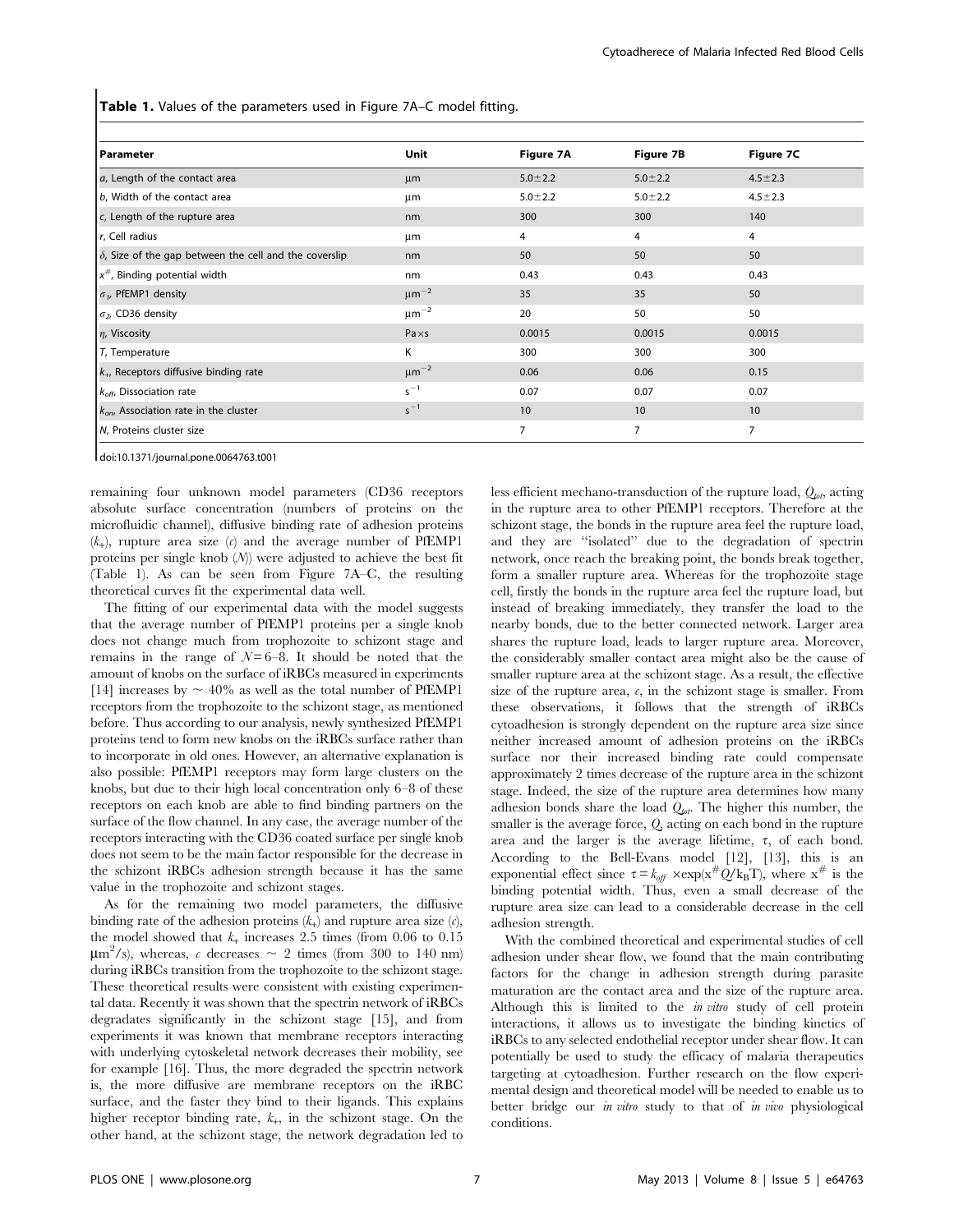**Table 1.** Values of the parameters used in Figure 7A–C model fitting.

| Parameter | Unit | Figure 7A | Figure 7B | Figure 7C |
|---|---|---|---|---|
| $a$, Length of the contact area | μm | 5.0±2.2 | 5.0±2.2 | 4.5±2.3 |
| $b$, Width of the contact area | μm | 5.0±2.2 | 5.0±2.2 | 4.5±2.3 |
| $c$, Length of the rupture area | nm | 300 | 300 | 140 |
| $r$, Cell radius | μm | 4 | 4 | 4 |
| $\delta$, Size of the gap between the cell and the coverslip | nm | 50 | 50 | 50 |
| $x^{\#}$, Binding potential width | nm | 0.43 | 0.43 | 0.43 |
| $\sigma_1$, PfEMP1 density | $\mu m^{-2}$ | 35 | 35 | 50 |
| $\sigma_2$, CD36 density | $\mu m^{-2}$ | 20 | 50 | 50 |
| $\eta$, Viscosity | Pa×s | 0.0015 | 0.0015 | 0.0015 |
| $T$, Temperature | K | 300 | 300 | 300 |
| $k_+$, Receptors diffusive binding rate | $\mu m^{-2}$ | 0.06 | 0.06 | 0.15 |
| $k_{off}$, Dissociation rate | $s^{-1}$ | 0.07 | 0.07 | 0.07 |
| $k_{on}$, Association rate in the cluster | $s^{-1}$ | 10 | 10 | 10 |
| $N$, Proteins cluster size | | 7 | 7 | 7 |

doi:10.1371/journal.pone.0064763.t001

remaining four unknown model parameters (CD36 receptors absolute surface concentration (numbers of proteins on the microfluidic channel), diffusive binding rate of adhesion proteins ($k_+$), rupture area size ($c$) and the average number of PfEMP1 proteins per single knob ($N$)) were adjusted to achieve the best fit (Table 1). As can be seen from Figure 7A–C, the resulting theoretical curves fit the experimental data well.

The fitting of our experimental data with the model suggests that the average number of PfEMP1 proteins per a single knob does not change much from trophozoite to schizont stage and remains in the range of $N = 6–8$. It should be noted that the amount of knobs on the surface of iRBCs measured in experiments [14] increases by ~ 40% as well as the total number of PfEMP1 receptors from the trophozoite to the schizont stage, as mentioned before. Thus according to our analysis, newly synthesized PfEMP1 proteins tend to form new knobs on the iRBCs surface rather than to incorporate in old ones. However, an alternative explanation is also possible: PfEMP1 receptors may form large clusters on the knobs, but due to their high local concentration only 6–8 of these receptors on each knob are able to find binding partners on the surface of the flow channel. In any case, the average number of the receptors interacting with the CD36 coated surface per single knob does not seem to be the main factor responsible for the decrease in the schizont iRBCs adhesion strength because it has the same value in the trophozoite and schizont stages.

As for the remaining two model parameters, the diffusive binding rate of the adhesion proteins ($k_+$) and rupture area size ($c$), the model showed that $k_+$ increases 2.5 times (from 0.06 to 0.15 $\mu m^2$/s), whereas, $c$ decreases ~ 2 times (from 300 to 140 nm) during iRBCs transition from the trophozoite to the schizont stage. These theoretical results were consistent with existing experimental data. Recently it was shown that the spectrin network of iRBCs degradates significantly in the schizont stage [15], and from experiments it was known that membrane receptors interacting with underlying cytoskeletal network decreases their mobility, see for example [16]. Thus, the more degraded the spectrin network is, the more diffusive are membrane receptors on the iRBC surface, and the faster they bind to their ligands. This explains higher receptor binding rate, $k_+$, in the schizont stage. On the other hand, at the schizont stage, the network degradation led to less efficient mechano-transduction of the rupture load, $Q_{tot}$, acting in the rupture area to other PfEMP1 receptors. Therefore at the schizont stage, the bonds in the rupture area feel the rupture load, and they are "isolated" due to the degradation of spectrin network, once reach the breaking point, the bonds break together, form a smaller rupture area. Whereas for the trophozoite stage cell, firstly the bonds in the rupture area feel the rupture load, but instead of breaking immediately, they transfer the load to the nearby bonds, due to the better connected network. Larger area shares the rupture load, leads to larger rupture area. Moreover, the considerably smaller contact area might also be the cause of smaller rupture area at the schizont stage. As a result, the effective size of the rupture area, $c$, in the schizont stage is smaller. From these observations, it follows that the strength of iRBCs cytoadhesion is strongly dependent on the rupture area size since neither increased amount of adhesion proteins on the iRBCs surface nor their increased binding rate could compensate approximately 2 times decrease of the rupture area in the schizont stage. Indeed, the size of the rupture area determines how many adhesion bonds share the load $Q_{tot}$. The higher this number, the smaller is the average force, $Q$, acting on each bond in the rupture area and the larger is the average lifetime, $\tau$, of each bond. According to the Bell-Evans model [12], [13], this is an exponential effect since $\tau = k_{off} \times \exp(x^{\#}Q/k_BT)$, where $x^{\#}$ is the binding potential width. Thus, even a small decrease of the rupture area size can lead to a considerable decrease in the cell adhesion strength.

With the combined theoretical and experimental studies of cell adhesion under shear flow, we found that the main contributing factors for the change in adhesion strength during parasite maturation are the contact area and the size of the rupture area. Although this is limited to the *in vitro* study of cell protein interactions, it allows us to investigate the binding kinetics of iRBCs to any selected endothelial receptor under shear flow. It can potentially be used to study the efficacy of malaria therapeutics targeting at cytoadhesion. Further research on the flow experimental design and theoretical model will be needed to enable us to better bridge our *in vitro* study to that of *in vivo* physiological conditions.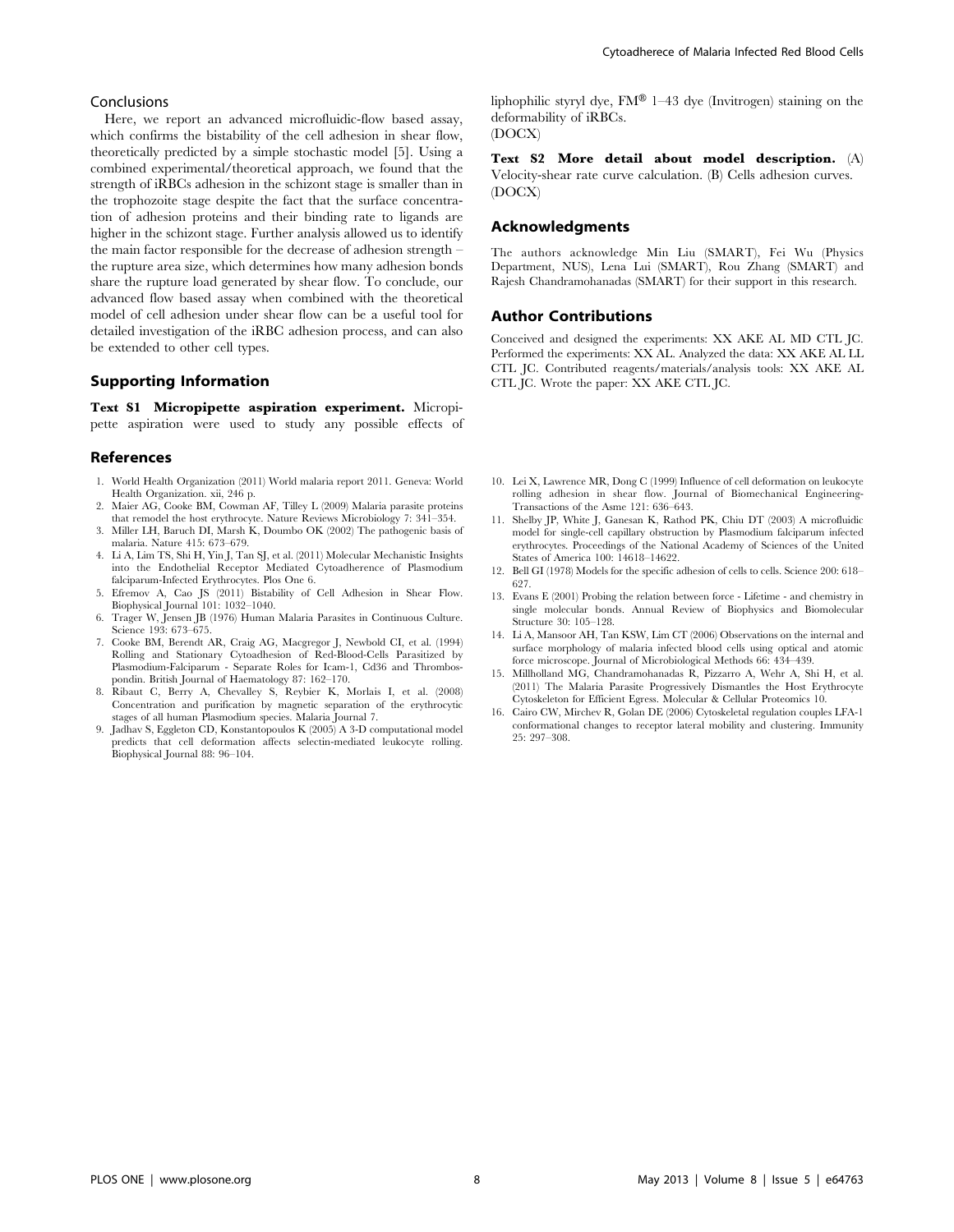## Conclusions

Here, we report an advanced microfluidic-flow based assay, which confirms the bistability of the cell adhesion in shear flow, theoretically predicted by a simple stochastic model [5]. Using a combined experimental/theoretical approach, we found that the strength of iRBCs adhesion in the schizont stage is smaller than in the trophozoite stage despite the fact that the surface concentration of adhesion proteins and their binding rate to ligands are higher in the schizont stage. Further analysis allowed us to identify the main factor responsible for the decrease of adhesion strength – the rupture area size, which determines how many adhesion bonds share the rupture load generated by shear flow. To conclude, our advanced flow based assay when combined with the theoretical model of cell adhesion under shear flow can be a useful tool for detailed investigation of the iRBC adhesion process, and can also be extended to other cell types.

## Supporting Information

**Text S1 Micropipette aspiration experiment.** Micropipette aspiration were used to study any possible effects of liphophilic styryl dye, FM® 1–43 dye (Invitrogen) staining on the deformability of iRBCs.
(DOCX)

**Text S2 More detail about model description.** (A) Velocity-shear rate curve calculation. (B) Cells adhesion curves.
(DOCX)

## Acknowledgments

The authors acknowledge Min Liu (SMART), Fei Wu (Physics Department, NUS), Lena Lui (SMART), Rou Zhang (SMART) and Rajesh Chandramohanadas (SMART) for their support in this research.

## Author Contributions

Conceived and designed the experiments: XX AKE AL MD CTL JC. Performed the experiments: XX AL. Analyzed the data: XX AKE AL LL CTL JC. Contributed reagents/materials/analysis tools: XX AKE AL CTL JC. Wrote the paper: XX AKE CTL JC.

## References

1. World Health Organization (2011) World malaria report 2011. Geneva: World Health Organization. xii, 246 p.
2. Maier AG, Cooke BM, Cowman AF, Tilley L (2009) Malaria parasite proteins that remodel the host erythrocyte. Nature Reviews Microbiology 7: 341–354.
3. Miller LH, Baruch DI, Marsh K, Doumbo OK (2002) The pathogenic basis of malaria. Nature 415: 673–679.
4. Li A, Lim TS, Shi H, Yin J, Tan SJ, et al. (2011) Molecular Mechanistic Insights into the Endothelial Receptor Mediated Cytoadherence of Plasmodium falciparum-Infected Erythrocytes. Plos One 6.
5. Efremov A, Cao JS (2011) Bistability of Cell Adhesion in Shear Flow. Biophysical Journal 101: 1032–1040.
6. Trager W, Jensen JB (1976) Human Malaria Parasites in Continuous Culture. Science 193: 673–675.
7. Cooke BM, Berendt AR, Craig AG, Macgregor J, Newbold CI, et al. (1994) Rolling and Stationary Cytoadhesion of Red-Blood-Cells Parasitized by Plasmodium-Falciparum - Separate Roles for Icam-1, Cd36 and Thrombospondin. British Journal of Haematology 87: 162–170.
8. Ribaut C, Berry A, Chevalley S, Reybier K, Morlais I, et al. (2008) Concentration and purification by magnetic separation of the erythrocytic stages of all human Plasmodium species. Malaria Journal 7.
9. Jadhav S, Eggleton CD, Konstantopoulos K (2005) A 3-D computational model predicts that cell deformation affects selectin-mediated leukocyte rolling. Biophysical Journal 88: 96–104.
10. Lei X, Lawrence MR, Dong C (1999) Influence of cell deformation on leukocyte rolling adhesion in shear flow. Journal of Biomechanical Engineering-Transactions of the Asme 121: 636–643.
11. Shelby JP, White J, Ganesan K, Rathod PK, Chiu DT (2003) A microfluidic model for single-cell capillary obstruction by Plasmodium falciparum infected erythrocytes. Proceedings of the National Academy of Sciences of the United States of America 100: 14618–14622.
12. Bell GI (1978) Models for the specific adhesion of cells to cells. Science 200: 618–627.
13. Evans E (2001) Probing the relation between force - Lifetime - and chemistry in single molecular bonds. Annual Review of Biophysics and Biomolecular Structure 30: 105–128.
14. Li A, Mansoor AH, Tan KSW, Lim CT (2006) Observations on the internal and surface morphology of malaria infected blood cells using optical and atomic force microscope. Journal of Microbiological Methods 66: 434–439.
15. Millholland MG, Chandramohanadas R, Pizzarro A, Wehr A, Shi H, et al. (2011) The Malaria Parasite Progressively Dismantles the Host Erythrocyte Cytoskeleton for Efficient Egress. Molecular & Cellular Proteomics 10.
16. Cairo CW, Mirchev R, Golan DE (2006) Cytoskeletal regulation couples LFA-1 conformational changes to receptor lateral mobility and clustering. Immunity 25: 297–308.